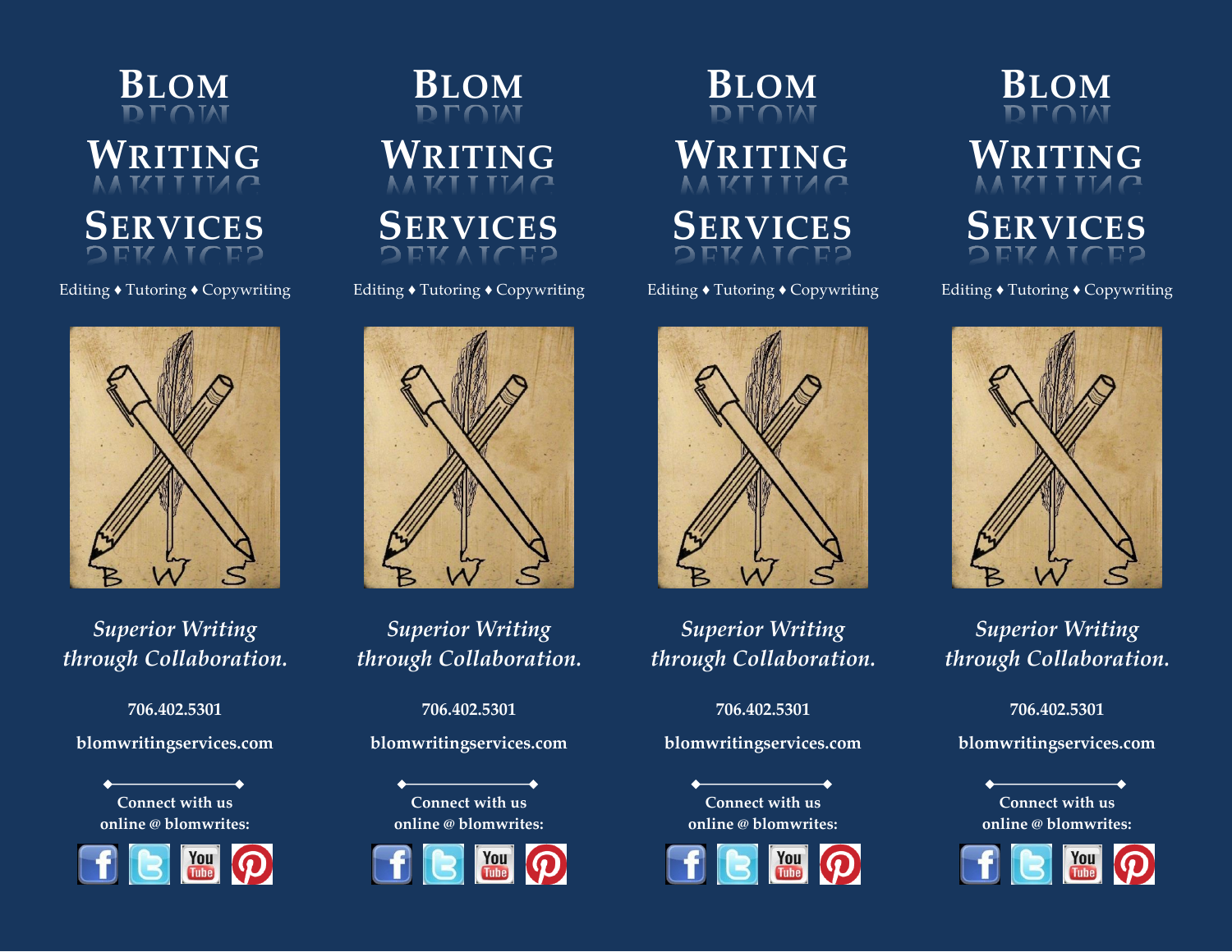# Blom Writing Services

Editing ♦ Tutoring ♦ Copywriting

*Superior Writing through Collaboration.*

**706.402.5301**

**blomwritingservices.com**

**Connect with us online @ blomwrites:**

# Blom Writing Services

Editing ♦ Tutoring ♦ Copywriting

*Superior Writing through Collaboration.*

**706.402.5301**

**blomwritingservices.com**

**Connect with us online @ blomwrites:**

# Blom Writing Services

Editing ♦ Tutoring ♦ Copywriting

*Superior Writing through Collaboration.*

**706.402.5301**

**blomwritingservices.com**

**Connect with us online @ blomwrites:**

# Blom Writing Services

Editing ♦ Tutoring ♦ Copywriting

*Superior Writing through Collaboration.*

**706.402.5301**

**blomwritingservices.com**

**Connect with us online @ blomwrites:**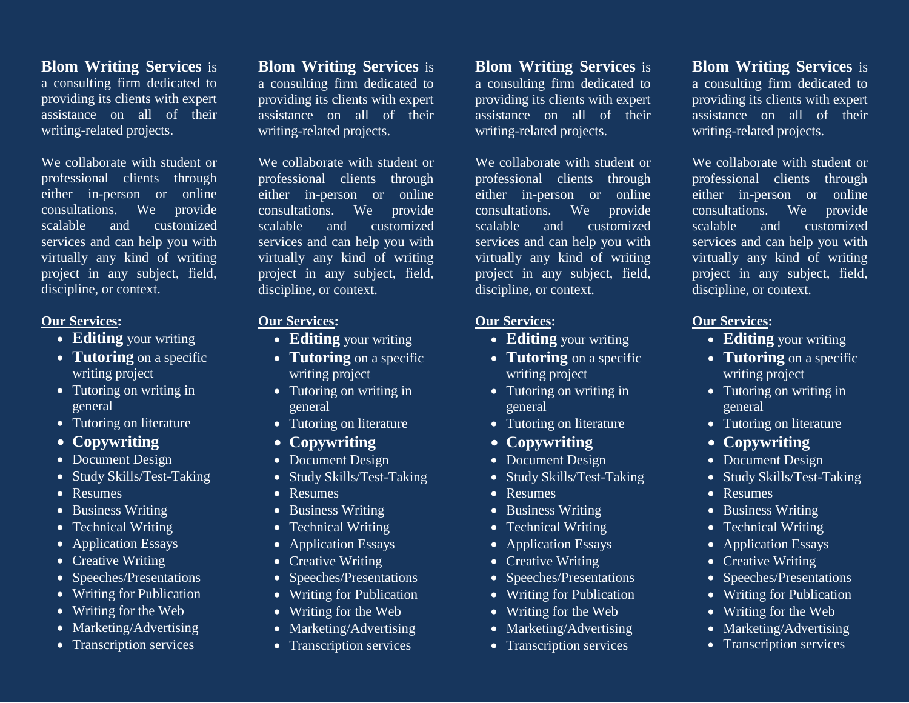**Blom Writing Services** is a consulting firm dedicated to providing its clients with expert assistance on all of their writing-related projects.

We collaborate with student or professional clients through either in-person or online consultations. We provide scalable and customized services and can help you with virtually any kind of writing project in any subject, field, discipline, or context.

**Our Services:**

- **Editing** your writing
- **Tutoring** on a specific writing project
- Tutoring on writing in general
- Tutoring on literature
- **Copywriting**
- Document Design
- Study Skills/Test-Taking
- Resumes
- Business Writing
- Technical Writing
- Application Essays
- Creative Writing
- Speeches/Presentations
- Writing for Publication
- Writing for the Web
- Marketing/Advertising
- Transcription services

**Blom Writing Services** is a consulting firm dedicated to providing its clients with expert assistance on all of their writing-related projects.

We collaborate with student or professional clients through either in-person or online consultations. We provide scalable and customized services and can help you with virtually any kind of writing project in any subject, field, discipline, or context.

**Our Services:**

- **Editing** your writing
- **Tutoring** on a specific writing project
- Tutoring on writing in general
- Tutoring on literature
- **Copywriting**
- Document Design
- Study Skills/Test-Taking
- Resumes
- Business Writing
- Technical Writing
- Application Essays
- Creative Writing
- Speeches/Presentations
- Writing for Publication
- Writing for the Web
- Marketing/Advertising
- Transcription services

**Blom Writing Services** is a consulting firm dedicated to providing its clients with expert assistance on all of their writing-related projects.

We collaborate with student or professional clients through either in-person or online consultations. We provide scalable and customized services and can help you with virtually any kind of writing project in any subject, field, discipline, or context.

**Our Services:**

- **Editing** your writing
- **Tutoring** on a specific writing project
- Tutoring on writing in general
- Tutoring on literature
- **Copywriting**
- Document Design
- Study Skills/Test-Taking
- Resumes
- Business Writing
- Technical Writing
- Application Essays
- Creative Writing
- Speeches/Presentations
- Writing for Publication
- Writing for the Web
- Marketing/Advertising
- Transcription services

**Blom Writing Services** is a consulting firm dedicated to providing its clients with expert assistance on all of their writing-related projects.

We collaborate with student or professional clients through either in-person or online consultations. We provide scalable and customized services and can help you with virtually any kind of writing project in any subject, field, discipline, or context.

**Our Services:**

- **Editing** your writing
- **Tutoring** on a specific writing project
- Tutoring on writing in general
- Tutoring on literature
- **Copywriting**
- Document Design
- Study Skills/Test-Taking
- Resumes
- Business Writing
- Technical Writing
- Application Essays
- Creative Writing
- Speeches/Presentations
- Writing for Publication
- Writing for the Web
- Marketing/Advertising
- Transcription services